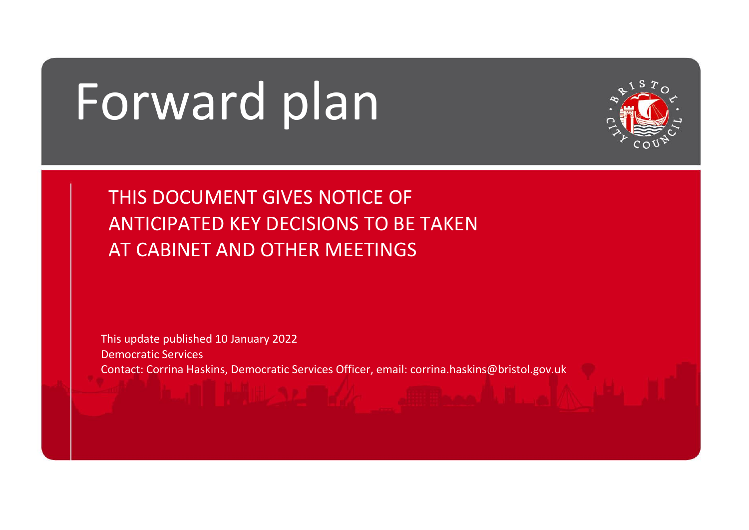# Forward plan

THIS DOCUMENT GIVES NOTICE OF ANTICIPATED KEY DECISIONS TO BE TAKEN AT CABINET AND OTHER MEETINGS

This update published 10 January 2022

Democratic Services

Contact: Corrina Haskins, Democratic Services Officer, email: corrina.haskins@bristol.gov.uk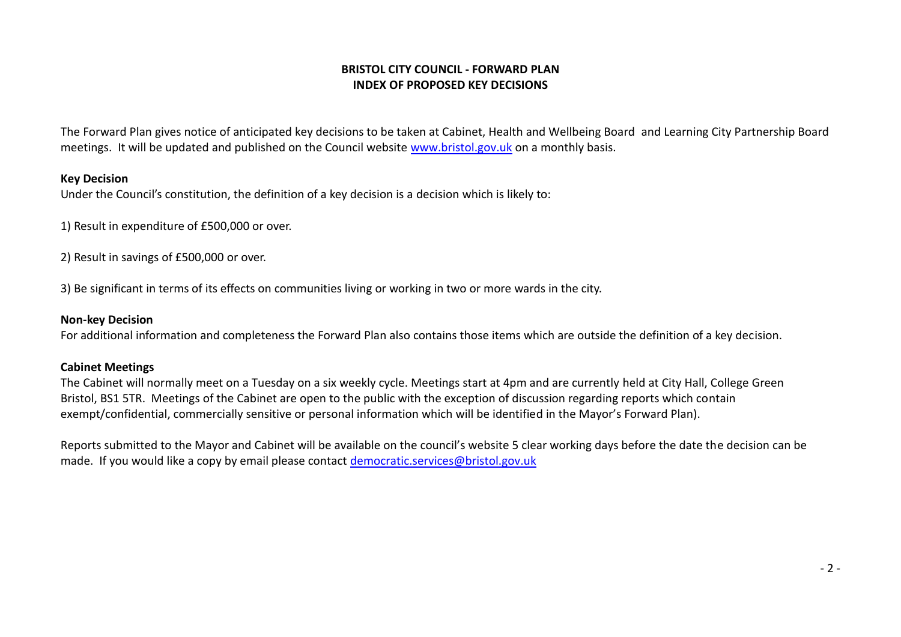# BRISTOL CITY COUNCIL - FORWARD PLAN
## INDEX OF PROPOSED KEY DECISIONS

The Forward Plan gives notice of anticipated key decisions to be taken at Cabinet, Health and Wellbeing Board and Learning City Partnership Board meetings. It will be updated and published on the Council website [www.bristol.gov.uk](http://www.bristol.gov.uk) on a monthly basis.

**Key Decision**

Under the Council's constitution, the definition of a key decision is a decision which is likely to:

1) Result in expenditure of £500,000 or over.

2) Result in savings of £500,000 or over.

3) Be significant in terms of its effects on communities living or working in two or more wards in the city.

**Non-key Decision**

For additional information and completeness the Forward Plan also contains those items which are outside the definition of a key decision.

**Cabinet Meetings**

The Cabinet will normally meet on a Tuesday on a six weekly cycle. Meetings start at 4pm and are currently held at City Hall, College Green Bristol, BS1 5TR. Meetings of the Cabinet are open to the public with the exception of discussion regarding reports which contain exempt/confidential, commercially sensitive or personal information which will be identified in the Mayor's Forward Plan).

Reports submitted to the Mayor and Cabinet will be available on the council's website 5 clear working days before the date the decision can be made. If you would like a copy by email please contact [democratic.services@bristol.gov.uk](mailto:democratic.services@bristol.gov.uk)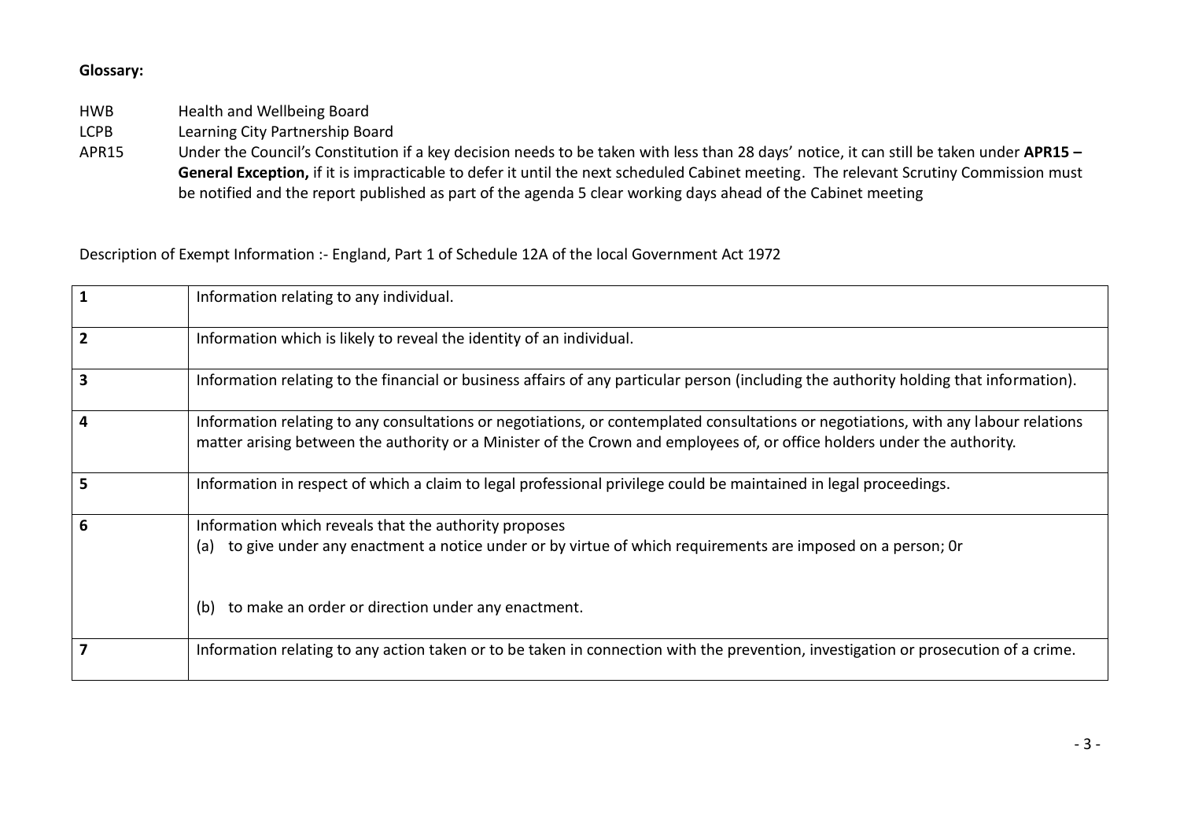**Glossary:**

| | |
|---|---|
| HWB | Health and Wellbeing Board |
| LCPB | Learning City Partnership Board |
| APR15 | Under the Council's Constitution if a key decision needs to be taken with less than 28 days' notice, it can still be taken under **APR15 – General Exception,** if it is impracticable to defer it until the next scheduled Cabinet meeting. The relevant Scrutiny Commission must be notified and the report published as part of the agenda 5 clear working days ahead of the Cabinet meeting |

Description of Exempt Information :- England, Part 1 of Schedule 12A of the local Government Act 1972

| | |
|---|---|
| **1** | Information relating to any individual. |
| **2** | Information which is likely to reveal the identity of an individual. |
| **3** | Information relating to the financial or business affairs of any particular person (including the authority holding that information). |
| **4** | Information relating to any consultations or negotiations, or contemplated consultations or negotiations, with any labour relations matter arising between the authority or a Minister of the Crown and employees of, or office holders under the authority. |
| **5** | Information in respect of which a claim to legal professional privilege could be maintained in legal proceedings. |
| **6** | Information which reveals that the authority proposes<br>(a) to give under any enactment a notice under or by virtue of which requirements are imposed on a person; 0r<br>(b) to make an order or direction under any enactment. |
| **7** | Information relating to any action taken or to be taken in connection with the prevention, investigation or prosecution of a crime. |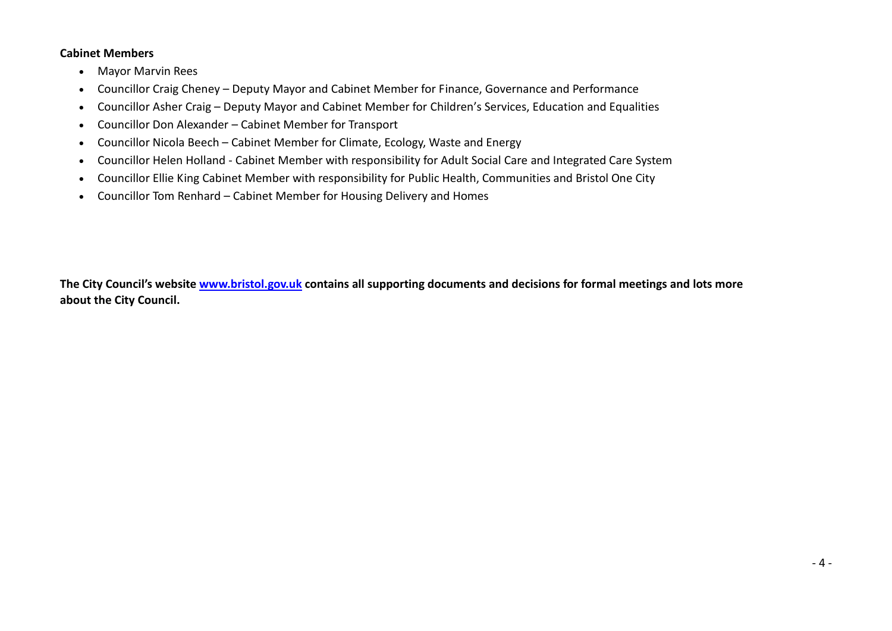**Cabinet Members**

- Mayor Marvin Rees
- Councillor Craig Cheney – Deputy Mayor and Cabinet Member for Finance, Governance and Performance
- Councillor Asher Craig – Deputy Mayor and Cabinet Member for Children's Services, Education and Equalities
- Councillor Don Alexander – Cabinet Member for Transport
- Councillor Nicola Beech – Cabinet Member for Climate, Ecology, Waste and Energy
- Councillor Helen Holland - Cabinet Member with responsibility for Adult Social Care and Integrated Care System
- Councillor Ellie King Cabinet Member with responsibility for Public Health, Communities and Bristol One City
- Councillor Tom Renhard – Cabinet Member for Housing Delivery and Homes

**The City Council's website [www.bristol.gov.uk](http://www.bristol.gov.uk) contains all supporting documents and decisions for formal meetings and lots more about the City Council.**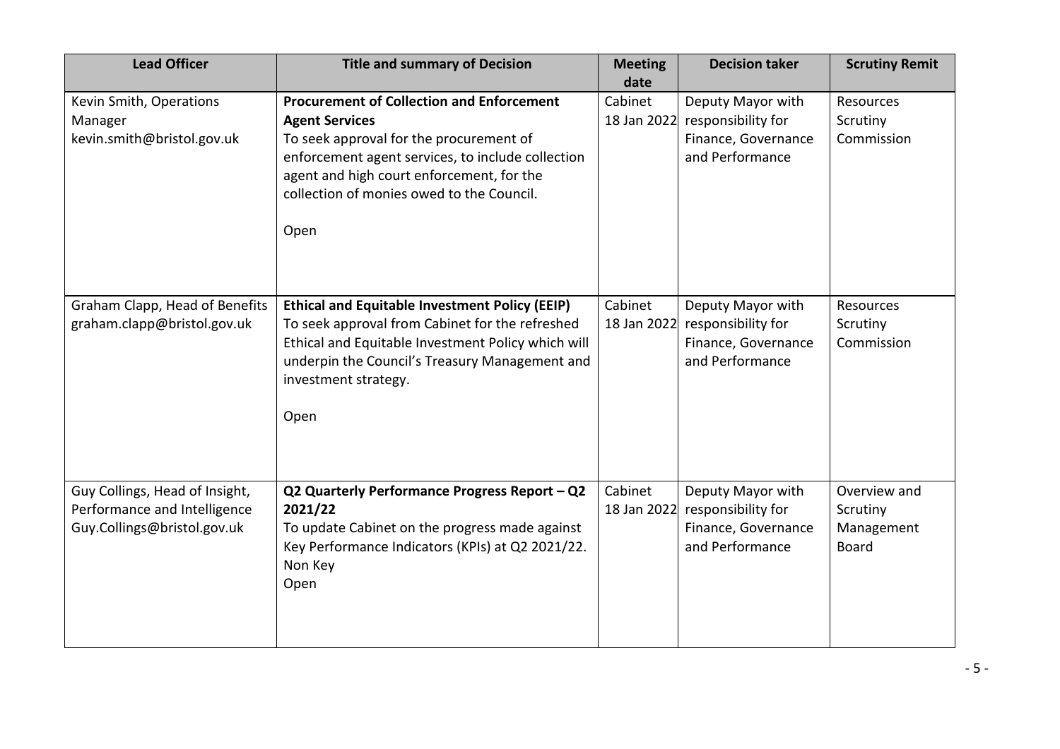| Lead Officer | Title and summary of Decision | Meeting date | Decision taker | Scrutiny Remit |
|---|---|---|---|---|
| Kevin Smith, Operations Manager kevin.smith@bristol.gov.uk | **Procurement of Collection and Enforcement Agent Services**<br>To seek approval for the procurement of enforcement agent services, to include collection agent and high court enforcement, for the collection of monies owed to the Council.<br><br>Open | Cabinet 18 Jan 2022 | Deputy Mayor with responsibility for Finance, Governance and Performance | Resources Scrutiny Commission |
| Graham Clapp, Head of Benefits graham.clapp@bristol.gov.uk | **Ethical and Equitable Investment Policy (EEIP)**<br>To seek approval from Cabinet for the refreshed Ethical and Equitable Investment Policy which will underpin the Council's Treasury Management and investment strategy.<br><br>Open | Cabinet 18 Jan 2022 | Deputy Mayor with responsibility for Finance, Governance and Performance | Resources Scrutiny Commission |
| Guy Collings, Head of Insight, Performance and Intelligence Guy.Collings@bristol.gov.uk | **Q2 Quarterly Performance Progress Report – Q2 2021/22**<br>To update Cabinet on the progress made against Key Performance Indicators (KPIs) at Q2 2021/22.<br>Non Key<br>Open | Cabinet 18 Jan 2022 | Deputy Mayor with responsibility for Finance, Governance and Performance | Overview and Scrutiny Management Board |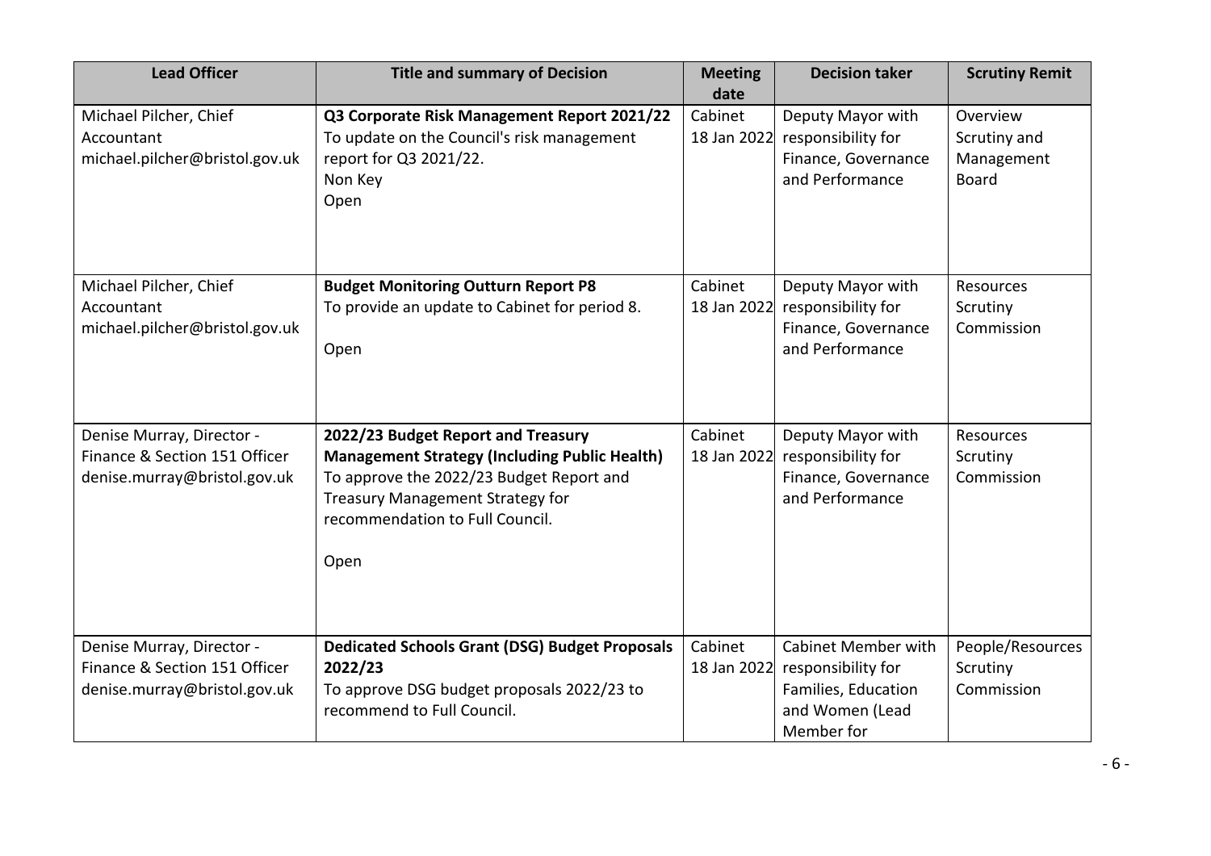| Lead Officer | Title and summary of Decision | Meeting date | Decision taker | Scrutiny Remit |
| --- | --- | --- | --- | --- |
| Michael Pilcher, Chief Accountant michael.pilcher@bristol.gov.uk | **Q3 Corporate Risk Management Report 2021/22** To update on the Council's risk management report for Q3 2021/22. Non Key Open | Cabinet 18 Jan 2022 | Deputy Mayor with responsibility for Finance, Governance and Performance | Overview Scrutiny and Management Board |
| Michael Pilcher, Chief Accountant michael.pilcher@bristol.gov.uk | **Budget Monitoring Outturn Report P8** To provide an update to Cabinet for period 8. Open | Cabinet 18 Jan 2022 | Deputy Mayor with responsibility for Finance, Governance and Performance | Resources Scrutiny Commission |
| Denise Murray, Director - Finance & Section 151 Officer denise.murray@bristol.gov.uk | **2022/23 Budget Report and Treasury Management Strategy (Including Public Health)** To approve the 2022/23 Budget Report and Treasury Management Strategy for recommendation to Full Council. Open | Cabinet 18 Jan 2022 | Deputy Mayor with responsibility for Finance, Governance and Performance | Resources Scrutiny Commission |
| Denise Murray, Director - Finance & Section 151 Officer denise.murray@bristol.gov.uk | **Dedicated Schools Grant (DSG) Budget Proposals 2022/23** To approve DSG budget proposals 2022/23 to recommend to Full Council. | Cabinet 18 Jan 2022 | Cabinet Member with responsibility for Families, Education and Women (Lead Member for | People/Resources Scrutiny Commission |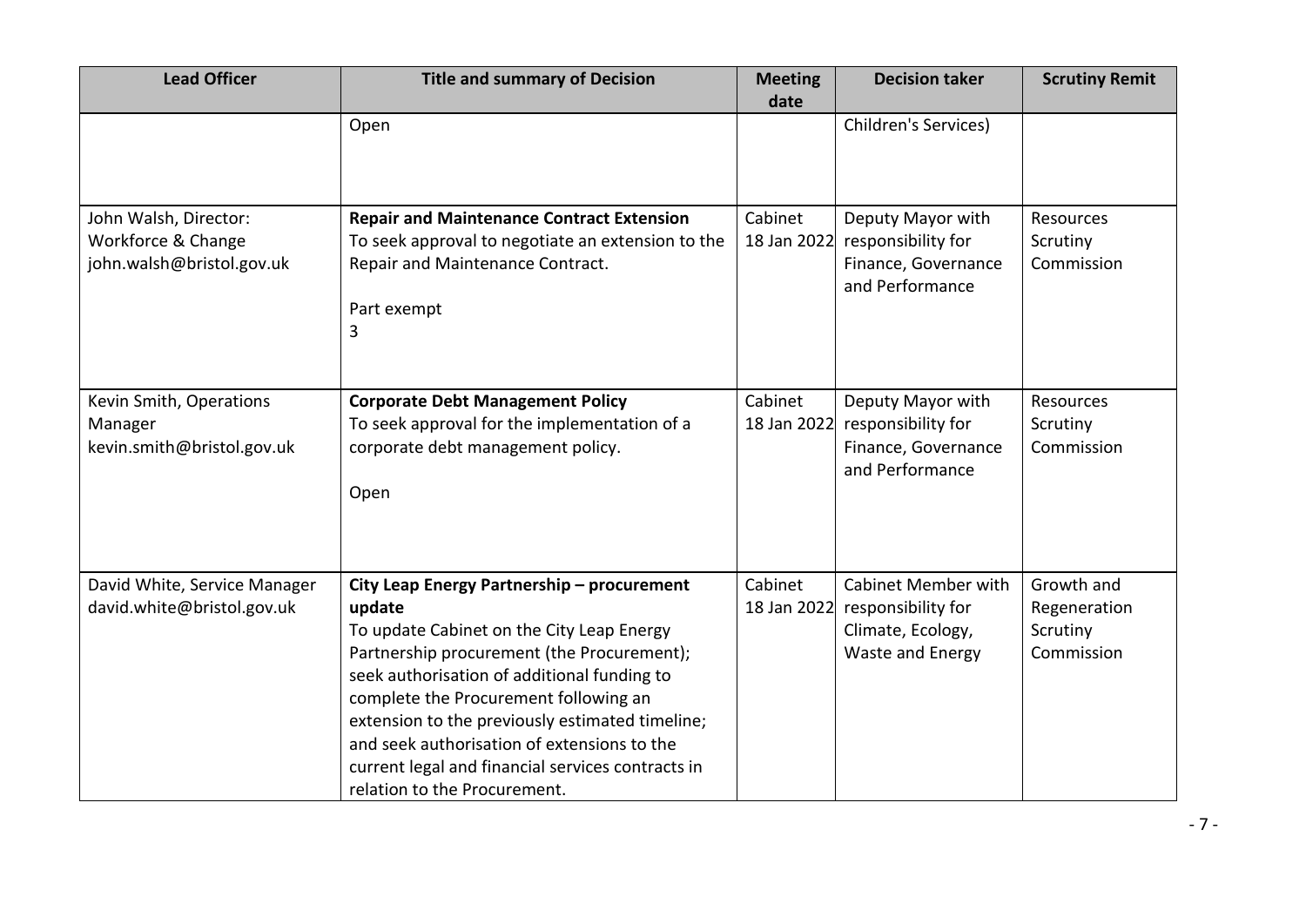| Lead Officer | Title and summary of Decision | Meeting date | Decision taker | Scrutiny Remit |
|---|---|---|---|---|
| | Open | | Children's Services) | |
| John Walsh, Director: Workforce & Change john.walsh@bristol.gov.uk | **Repair and Maintenance Contract Extension** To seek approval to negotiate an extension to the Repair and Maintenance Contract. <br><br> Part exempt <br> 3 | Cabinet 18 Jan 2022 | Deputy Mayor with responsibility for Finance, Governance and Performance | Resources Scrutiny Commission |
| Kevin Smith, Operations Manager kevin.smith@bristol.gov.uk | **Corporate Debt Management Policy** To seek approval for the implementation of a corporate debt management policy. <br><br> Open | Cabinet 18 Jan 2022 | Deputy Mayor with responsibility for Finance, Governance and Performance | Resources Scrutiny Commission |
| David White, Service Manager david.white@bristol.gov.uk | **City Leap Energy Partnership – procurement update** To update Cabinet on the City Leap Energy Partnership procurement (the Procurement); seek authorisation of additional funding to complete the Procurement following an extension to the previously estimated timeline; and seek authorisation of extensions to the current legal and financial services contracts in relation to the Procurement. | Cabinet 18 Jan 2022 | Cabinet Member with responsibility for Climate, Ecology, Waste and Energy | Growth and Regeneration Scrutiny Commission |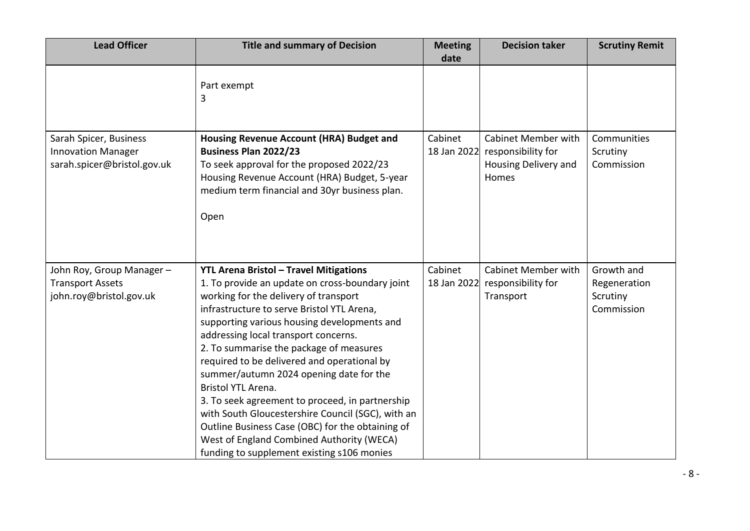| Lead Officer | Title and summary of Decision | Meeting date | Decision taker | Scrutiny Remit |
|---|---|---|---|---|
| | Part exempt<br>3 | | | |
| Sarah Spicer, Business Innovation Manager<br>sarah.spicer@bristol.gov.uk | **Housing Revenue Account (HRA) Budget and Business Plan 2022/23**<br>To seek approval for the proposed 2022/23 Housing Revenue Account (HRA) Budget, 5-year medium term financial and 30yr business plan.<br><br>Open | Cabinet 18 Jan 2022 | Cabinet Member with responsibility for Housing Delivery and Homes | Communities Scrutiny Commission |
| John Roy, Group Manager – Transport Assets<br>john.roy@bristol.gov.uk | **YTL Arena Bristol – Travel Mitigations**<br>1. To provide an update on cross-boundary joint working for the delivery of transport infrastructure to serve Bristol YTL Arena, supporting various housing developments and addressing local transport concerns.<br>2. To summarise the package of measures required to be delivered and operational by summer/autumn 2024 opening date for the Bristol YTL Arena.<br>3. To seek agreement to proceed, in partnership with South Gloucestershire Council (SGC), with an Outline Business Case (OBC) for the obtaining of West of England Combined Authority (WECA) funding to supplement existing s106 monies | Cabinet 18 Jan 2022 | Cabinet Member with responsibility for Transport | Growth and Regeneration Scrutiny Commission |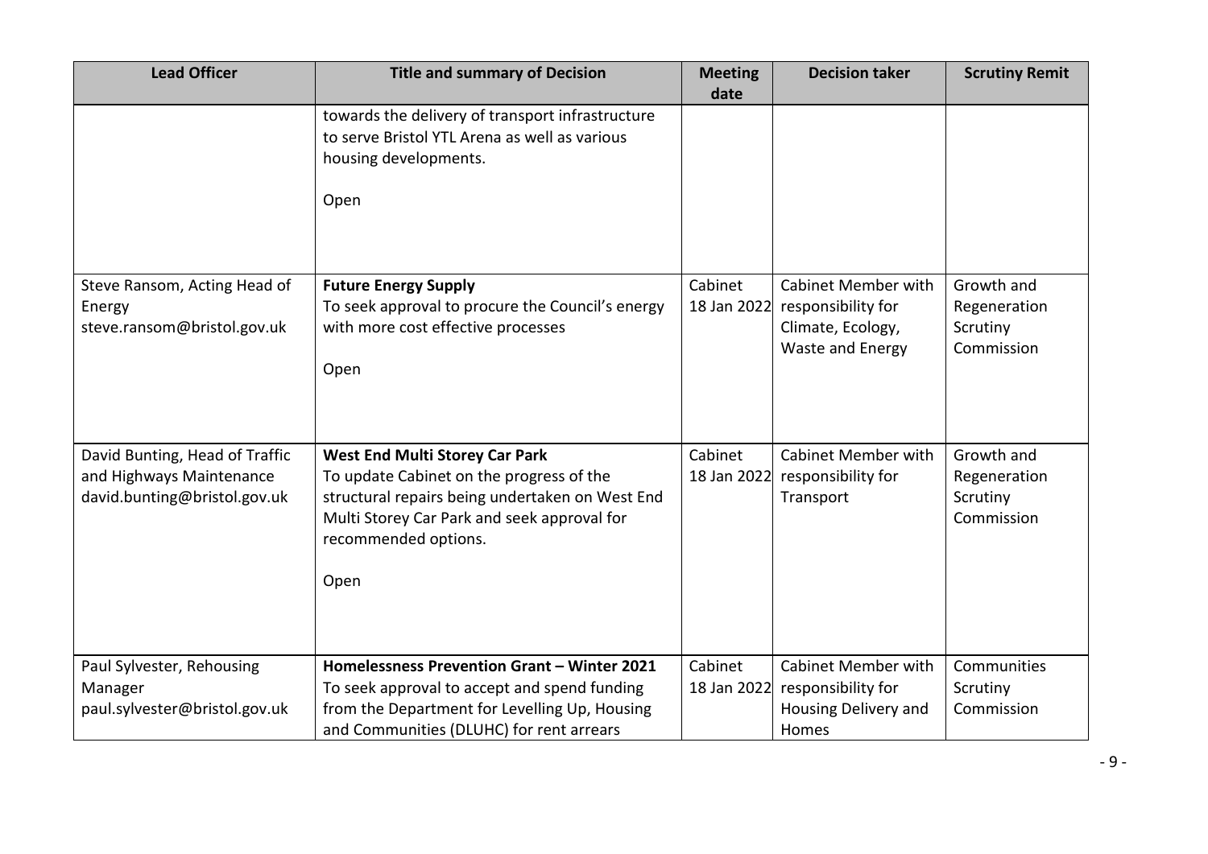| Lead Officer | Title and summary of Decision | Meeting date | Decision taker | Scrutiny Remit |
|---|---|---|---|---|
| | towards the delivery of transport infrastructure to serve Bristol YTL Arena as well as various housing developments.<br><br>Open | | | |
| Steve Ransom, Acting Head of Energy steve.ransom@bristol.gov.uk | **Future Energy Supply**<br>To seek approval to procure the Council's energy with more cost effective processes<br><br>Open | Cabinet 18 Jan 2022 | Cabinet Member with responsibility for Climate, Ecology, Waste and Energy | Growth and Regeneration Scrutiny Commission |
| David Bunting, Head of Traffic and Highways Maintenance david.bunting@bristol.gov.uk | **West End Multi Storey Car Park**<br>To update Cabinet on the progress of the structural repairs being undertaken on West End Multi Storey Car Park and seek approval for recommended options.<br><br>Open | Cabinet 18 Jan 2022 | Cabinet Member with responsibility for Transport | Growth and Regeneration Scrutiny Commission |
| Paul Sylvester, Rehousing Manager paul.sylvester@bristol.gov.uk | **Homelessness Prevention Grant – Winter 2021**<br>To seek approval to accept and spend funding from the Department for Levelling Up, Housing and Communities (DLUHC) for rent arrears | Cabinet 18 Jan 2022 | Cabinet Member with responsibility for Housing Delivery and Homes | Communities Scrutiny Commission |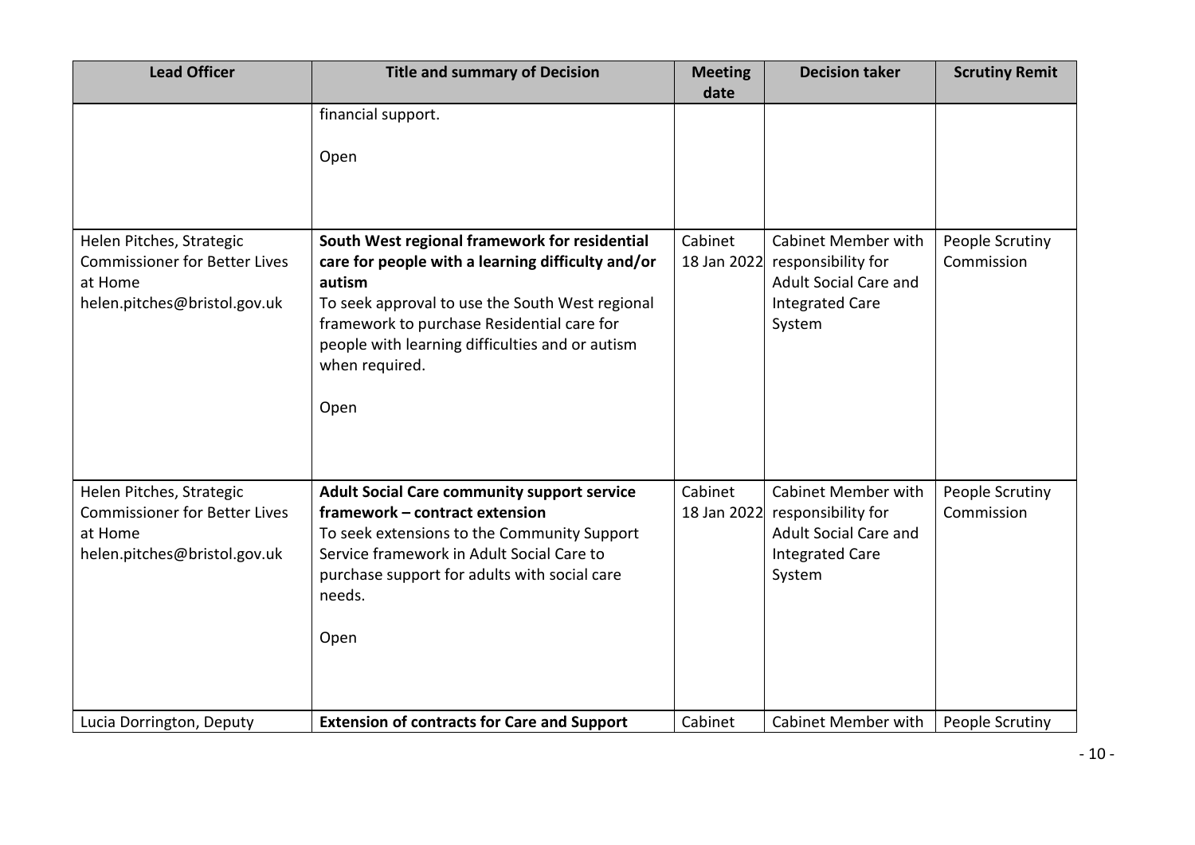| Lead Officer | Title and summary of Decision | Meeting date | Decision taker | Scrutiny Remit |
|---|---|---|---|---|
| | financial support.<br><br>Open | | | |
| Helen Pitches, Strategic Commissioner for Better Lives at Home helen.pitches@bristol.gov.uk | **South West regional framework for residential care for people with a learning difficulty and/or autism**<br>To seek approval to use the South West regional framework to purchase Residential care for people with learning difficulties and or autism when required.<br><br>Open | Cabinet 18 Jan 2022 | Cabinet Member with responsibility for Adult Social Care and Integrated Care System | People Scrutiny Commission |
| Helen Pitches, Strategic Commissioner for Better Lives at Home helen.pitches@bristol.gov.uk | **Adult Social Care community support service framework – contract extension**<br>To seek extensions to the Community Support Service framework in Adult Social Care to purchase support for adults with social care needs.<br><br>Open | Cabinet 18 Jan 2022 | Cabinet Member with responsibility for Adult Social Care and Integrated Care System | People Scrutiny Commission |
| Lucia Dorrington, Deputy | **Extension of contracts for Care and Support** | Cabinet | Cabinet Member with | People Scrutiny |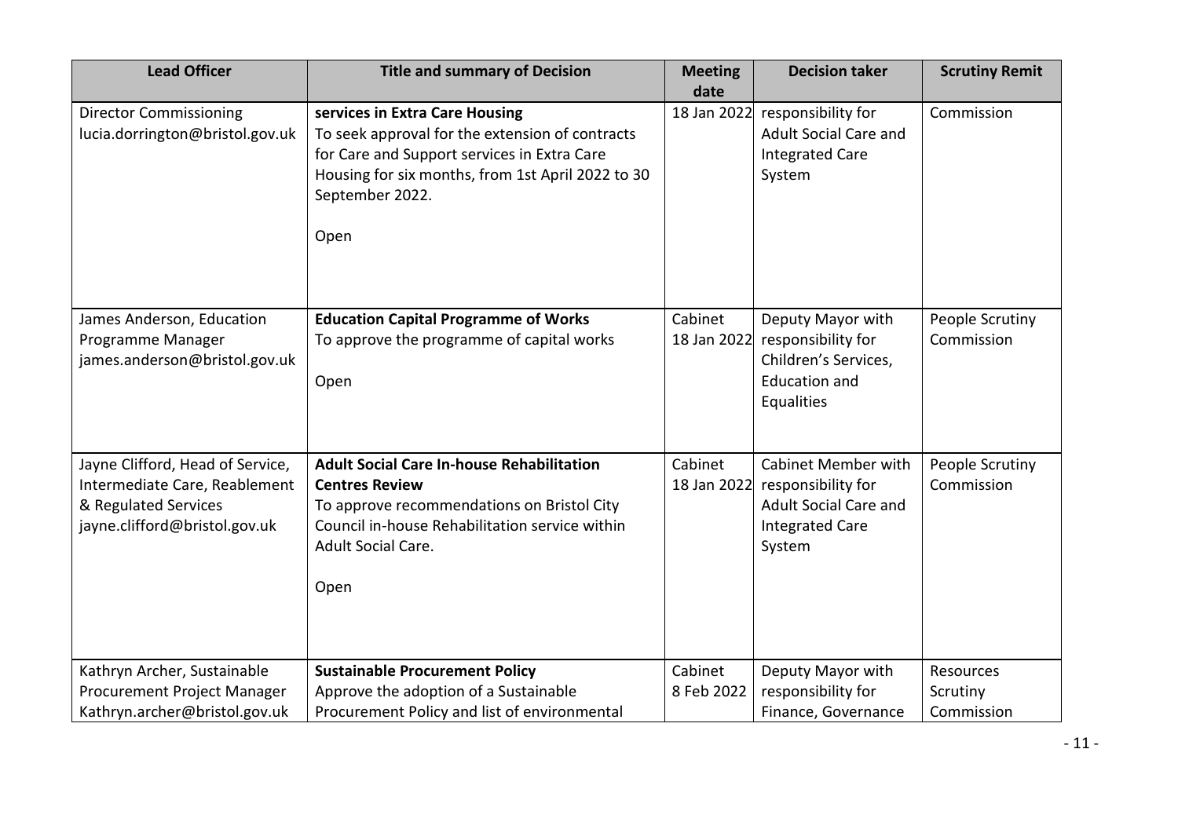| Lead Officer | Title and summary of Decision | Meeting date | Decision taker | Scrutiny Remit |
|---|---|---|---|---|
| Director Commissioning lucia.dorrington@bristol.gov.uk | **services in Extra Care Housing** To seek approval for the extension of contracts for Care and Support services in Extra Care Housing for six months, from 1st April 2022 to 30 September 2022. <br><br> Open | 18 Jan 2022 | responsibility for Adult Social Care and Integrated Care System | Commission |
| James Anderson, Education Programme Manager james.anderson@bristol.gov.uk | **Education Capital Programme of Works** To approve the programme of capital works <br><br> Open | Cabinet 18 Jan 2022 | Deputy Mayor with responsibility for Children's Services, Education and Equalities | People Scrutiny Commission |
| Jayne Clifford, Head of Service, Intermediate Care, Reablement & Regulated Services jayne.clifford@bristol.gov.uk | **Adult Social Care In-house Rehabilitation Centres Review** To approve recommendations on Bristol City Council in-house Rehabilitation service within Adult Social Care. <br><br> Open | Cabinet 18 Jan 2022 | Cabinet Member with responsibility for Adult Social Care and Integrated Care System | People Scrutiny Commission |
| Kathryn Archer, Sustainable Procurement Project Manager Kathryn.archer@bristol.gov.uk | **Sustainable Procurement Policy** Approve the adoption of a Sustainable Procurement Policy and list of environmental | Cabinet 8 Feb 2022 | Deputy Mayor with responsibility for Finance, Governance | Resources Scrutiny Commission |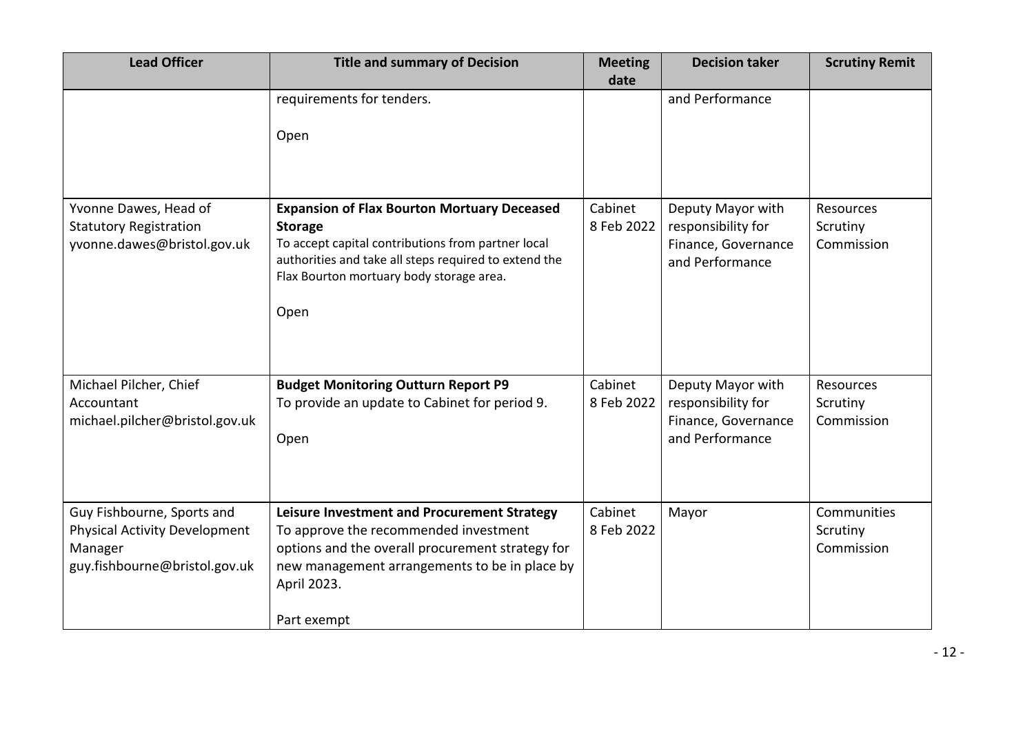| Lead Officer | Title and summary of Decision | Meeting date | Decision taker | Scrutiny Remit |
|---|---|---|---|---|
| | requirements for tenders.<br><br>Open | | and Performance | |
| Yvonne Dawes, Head of Statutory Registration yvonne.dawes@bristol.gov.uk | **Expansion of Flax Bourton Mortuary Deceased Storage**<br>To accept capital contributions from partner local authorities and take all steps required to extend the Flax Bourton mortuary body storage area.<br><br>Open | Cabinet 8 Feb 2022 | Deputy Mayor with responsibility for Finance, Governance and Performance | Resources Scrutiny Commission |
| Michael Pilcher, Chief Accountant michael.pilcher@bristol.gov.uk | **Budget Monitoring Outturn Report P9**<br>To provide an update to Cabinet for period 9.<br><br>Open | Cabinet 8 Feb 2022 | Deputy Mayor with responsibility for Finance, Governance and Performance | Resources Scrutiny Commission |
| Guy Fishbourne, Sports and Physical Activity Development Manager guy.fishbourne@bristol.gov.uk | **Leisure Investment and Procurement Strategy**<br>To approve the recommended investment options and the overall procurement strategy for new management arrangements to be in place by April 2023.<br><br>Part exempt | Cabinet 8 Feb 2022 | Mayor | Communities Scrutiny Commission |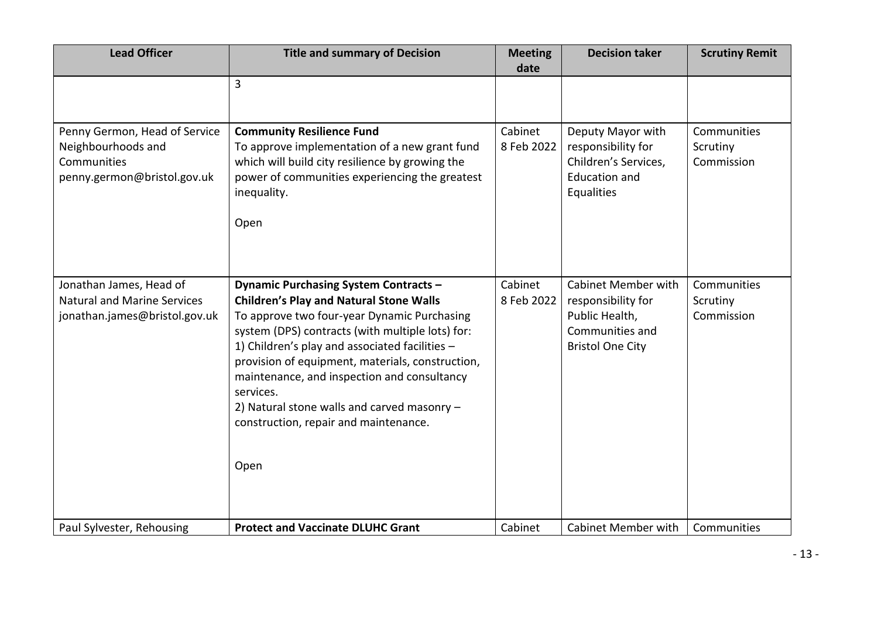| Lead Officer | Title and summary of Decision | Meeting date | Decision taker | Scrutiny Remit |
|---|---|---|---|---|
| | 3 | | | |
| Penny Germon, Head of Service Neighbourhoods and Communities penny.germon@bristol.gov.uk | **Community Resilience Fund**<br>To approve implementation of a new grant fund which will build city resilience by growing the power of communities experiencing the greatest inequality.<br><br>Open | Cabinet 8 Feb 2022 | Deputy Mayor with responsibility for Children's Services, Education and Equalities | Communities Scrutiny Commission |
| Jonathan James, Head of Natural and Marine Services jonathan.james@bristol.gov.uk | **Dynamic Purchasing System Contracts – Children's Play and Natural Stone Walls**<br>To approve two four-year Dynamic Purchasing system (DPS) contracts (with multiple lots) for:<br>1) Children's play and associated facilities – provision of equipment, materials, construction, maintenance, and inspection and consultancy services.<br>2) Natural stone walls and carved masonry – construction, repair and maintenance.<br><br>Open | Cabinet 8 Feb 2022 | Cabinet Member with responsibility for Public Health, Communities and Bristol One City | Communities Scrutiny Commission |
| Paul Sylvester, Rehousing | **Protect and Vaccinate DLUHC Grant** | Cabinet | Cabinet Member with | Communities |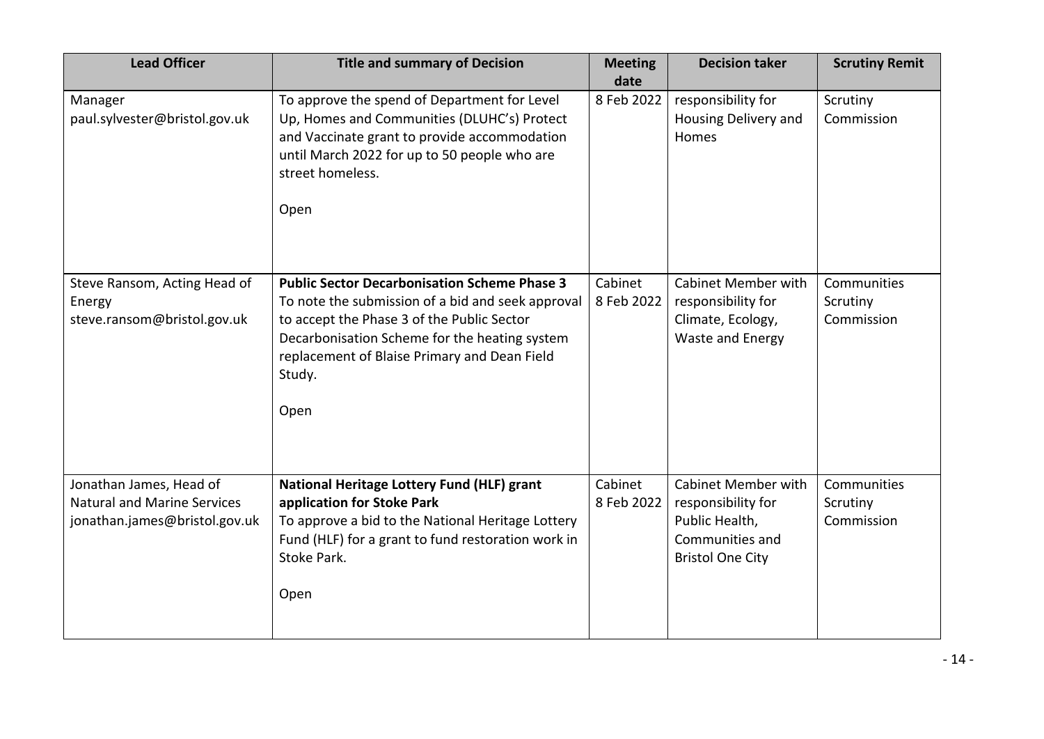| Lead Officer | Title and summary of Decision | Meeting date | Decision taker | Scrutiny Remit |
|---|---|---|---|---|
| Manager<br>paul.sylvester@bristol.gov.uk | To approve the spend of Department for Level Up, Homes and Communities (DLUHC's) Protect and Vaccinate grant to provide accommodation until March 2022 for up to 50 people who are street homeless.<br><br>Open | 8 Feb 2022 | responsibility for Housing Delivery and Homes | Scrutiny Commission |
| Steve Ransom, Acting Head of Energy<br>steve.ransom@bristol.gov.uk | **Public Sector Decarbonisation Scheme Phase 3**<br>To note the submission of a bid and seek approval to accept the Phase 3 of the Public Sector Decarbonisation Scheme for the heating system replacement of Blaise Primary and Dean Field Study.<br><br>Open | Cabinet 8 Feb 2022 | Cabinet Member with responsibility for Climate, Ecology, Waste and Energy | Communities Scrutiny Commission |
| Jonathan James, Head of Natural and Marine Services<br>jonathan.james@bristol.gov.uk | **National Heritage Lottery Fund (HLF) grant application for Stoke Park**<br>To approve a bid to the National Heritage Lottery Fund (HLF) for a grant to fund restoration work in Stoke Park.<br><br>Open | Cabinet 8 Feb 2022 | Cabinet Member with responsibility for Public Health, Communities and Bristol One City | Communities Scrutiny Commission |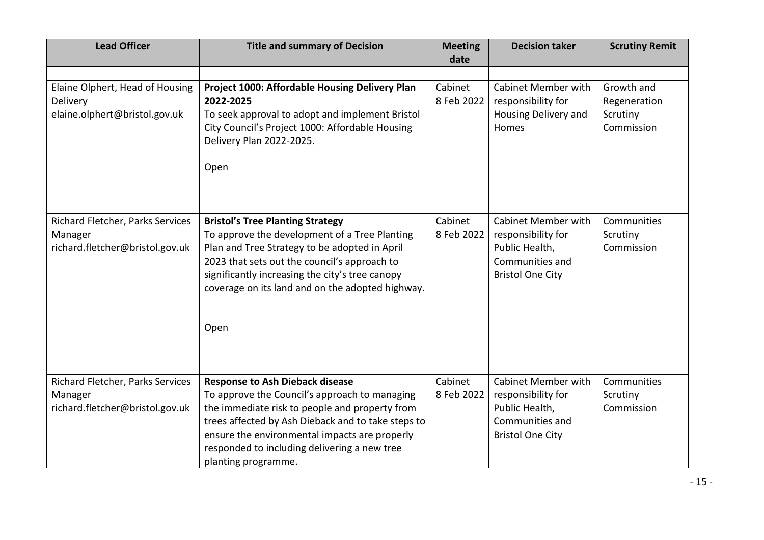| Lead Officer | Title and summary of Decision | Meeting date | Decision taker | Scrutiny Remit |
|---|---|---|---|---|
| | | | | |
| Elaine Olphert, Head of Housing Delivery elaine.olphert@bristol.gov.uk | **Project 1000: Affordable Housing Delivery Plan 2022-2025** To seek approval to adopt and implement Bristol City Council's Project 1000: Affordable Housing Delivery Plan 2022-2025. Open | Cabinet 8 Feb 2022 | Cabinet Member with responsibility for Housing Delivery and Homes | Growth and Regeneration Scrutiny Commission |
| Richard Fletcher, Parks Services Manager richard.fletcher@bristol.gov.uk | **Bristol's Tree Planting Strategy** To approve the development of a Tree Planting Plan and Tree Strategy to be adopted in April 2023 that sets out the council's approach to significantly increasing the city's tree canopy coverage on its land and on the adopted highway. Open | Cabinet 8 Feb 2022 | Cabinet Member with responsibility for Public Health, Communities and Bristol One City | Communities Scrutiny Commission |
| Richard Fletcher, Parks Services Manager richard.fletcher@bristol.gov.uk | **Response to Ash Dieback disease** To approve the Council's approach to managing the immediate risk to people and property from trees affected by Ash Dieback and to take steps to ensure the environmental impacts are properly responded to including delivering a new tree planting programme. | Cabinet 8 Feb 2022 | Cabinet Member with responsibility for Public Health, Communities and Bristol One City | Communities Scrutiny Commission |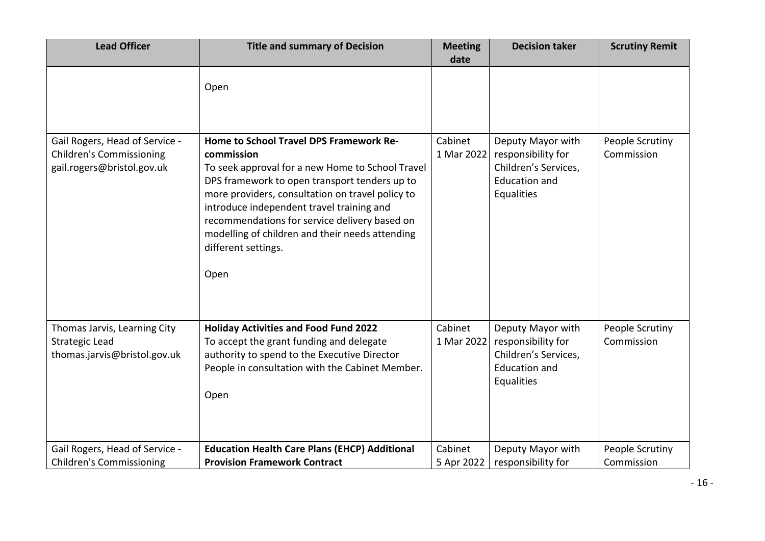| Lead Officer | Title and summary of Decision | Meeting date | Decision taker | Scrutiny Remit |
|---|---|---|---|---|
| | Open | | | |
| Gail Rogers, Head of Service - Children's Commissioning gail.rogers@bristol.gov.uk | **Home to School Travel DPS Framework Re-commission** To seek approval for a new Home to School Travel DPS framework to open transport tenders up to more providers, consultation on travel policy to introduce independent travel training and recommendations for service delivery based on modelling of children and their needs attending different settings. Open | Cabinet 1 Mar 2022 | Deputy Mayor with responsibility for Children's Services, Education and Equalities | People Scrutiny Commission |
| Thomas Jarvis, Learning City Strategic Lead thomas.jarvis@bristol.gov.uk | **Holiday Activities and Food Fund 2022** To accept the grant funding and delegate authority to spend to the Executive Director People in consultation with the Cabinet Member. Open | Cabinet 1 Mar 2022 | Deputy Mayor with responsibility for Children's Services, Education and Equalities | People Scrutiny Commission |
| Gail Rogers, Head of Service - Children's Commissioning | **Education Health Care Plans (EHCP) Additional Provision Framework Contract** | Cabinet 5 Apr 2022 | Deputy Mayor with responsibility for | People Scrutiny Commission |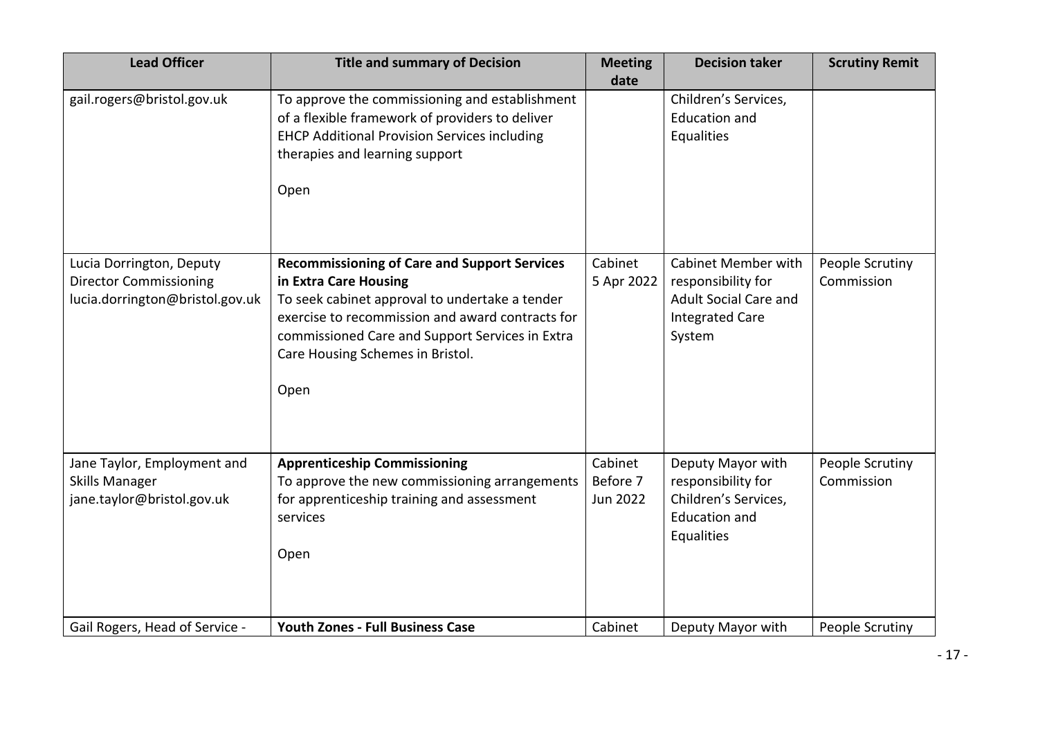| Lead Officer | Title and summary of Decision | Meeting date | Decision taker | Scrutiny Remit |
|---|---|---|---|---|
| gail.rogers@bristol.gov.uk | To approve the commissioning and establishment of a flexible framework of providers to deliver EHCP Additional Provision Services including therapies and learning support<br><br>Open | | Children's Services, Education and Equalities | |
| Lucia Dorrington, Deputy Director Commissioning lucia.dorrington@bristol.gov.uk | **Recommissioning of Care and Support Services in Extra Care Housing**<br>To seek cabinet approval to undertake a tender exercise to recommission and award contracts for commissioned Care and Support Services in Extra Care Housing Schemes in Bristol.<br><br>Open | Cabinet 5 Apr 2022 | Cabinet Member with responsibility for Adult Social Care and Integrated Care System | People Scrutiny Commission |
| Jane Taylor, Employment and Skills Manager jane.taylor@bristol.gov.uk | **Apprenticeship Commissioning**<br>To approve the new commissioning arrangements for apprenticeship training and assessment services<br><br>Open | Cabinet Before 7 Jun 2022 | Deputy Mayor with responsibility for Children's Services, Education and Equalities | People Scrutiny Commission |
| Gail Rogers, Head of Service - | **Youth Zones - Full Business Case** | Cabinet | Deputy Mayor with | People Scrutiny |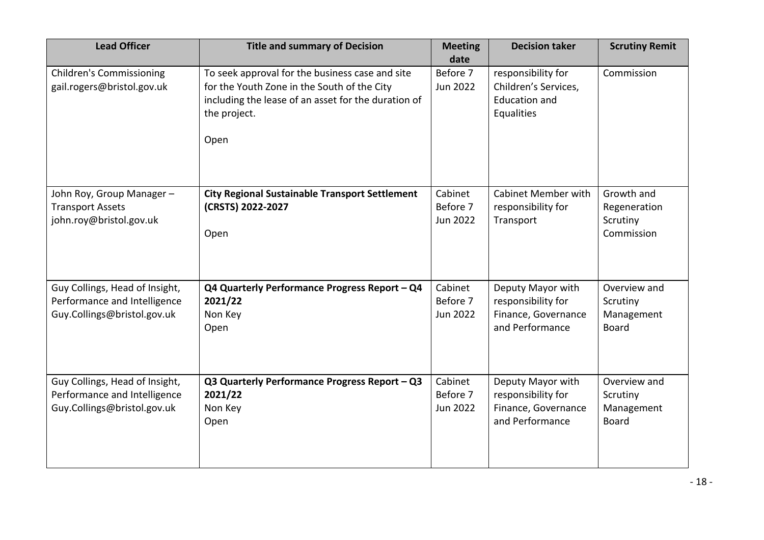| Lead Officer | Title and summary of Decision | Meeting date | Decision taker | Scrutiny Remit |
|---|---|---|---|---|
| Children's Commissioning gail.rogers@bristol.gov.uk | To seek approval for the business case and site for the Youth Zone in the South of the City including the lease of an asset for the duration of the project.<br><br>Open | Before 7 Jun 2022 | responsibility for Children's Services, Education and Equalities | Commission |
| John Roy, Group Manager – Transport Assets john.roy@bristol.gov.uk | **City Regional Sustainable Transport Settlement (CRSTS) 2022-2027**<br><br>Open | Cabinet Before 7 Jun 2022 | Cabinet Member with responsibility for Transport | Growth and Regeneration Scrutiny Commission |
| Guy Collings, Head of Insight, Performance and Intelligence Guy.Collings@bristol.gov.uk | **Q4 Quarterly Performance Progress Report – Q4 2021/22**<br>Non Key<br>Open | Cabinet Before 7 Jun 2022 | Deputy Mayor with responsibility for Finance, Governance and Performance | Overview and Scrutiny Management Board |
| Guy Collings, Head of Insight, Performance and Intelligence Guy.Collings@bristol.gov.uk | **Q3 Quarterly Performance Progress Report – Q3 2021/22**<br>Non Key<br>Open | Cabinet Before 7 Jun 2022 | Deputy Mayor with responsibility for Finance, Governance and Performance | Overview and Scrutiny Management Board |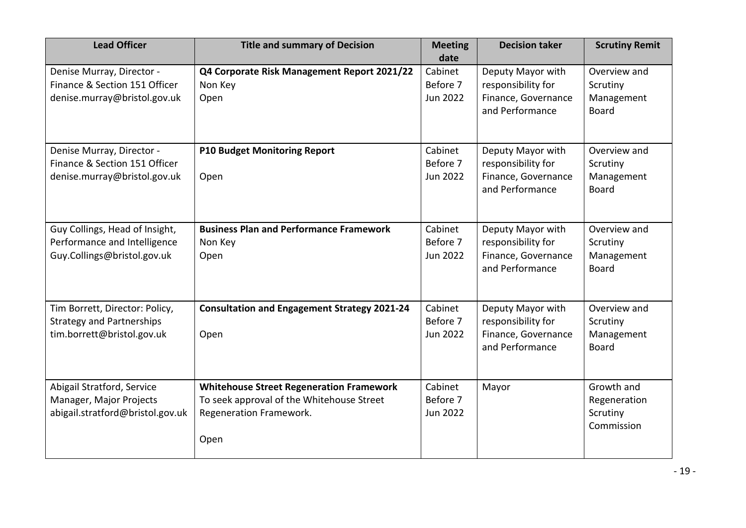| Lead Officer | Title and summary of Decision | Meeting date | Decision taker | Scrutiny Remit |
|---|---|---|---|---|
| Denise Murray, Director - Finance & Section 151 Officer denise.murray@bristol.gov.uk | **Q4 Corporate Risk Management Report 2021/22**<br>Non Key<br>Open | Cabinet Before 7 Jun 2022 | Deputy Mayor with responsibility for Finance, Governance and Performance | Overview and Scrutiny Management Board |
| Denise Murray, Director - Finance & Section 151 Officer denise.murray@bristol.gov.uk | **P10 Budget Monitoring Report**<br><br>Open | Cabinet Before 7 Jun 2022 | Deputy Mayor with responsibility for Finance, Governance and Performance | Overview and Scrutiny Management Board |
| Guy Collings, Head of Insight, Performance and Intelligence Guy.Collings@bristol.gov.uk | **Business Plan and Performance Framework**<br>Non Key<br>Open | Cabinet Before 7 Jun 2022 | Deputy Mayor with responsibility for Finance, Governance and Performance | Overview and Scrutiny Management Board |
| Tim Borrett, Director: Policy, Strategy and Partnerships tim.borrett@bristol.gov.uk | **Consultation and Engagement Strategy 2021-24**<br><br>Open | Cabinet Before 7 Jun 2022 | Deputy Mayor with responsibility for Finance, Governance and Performance | Overview and Scrutiny Management Board |
| Abigail Stratford, Service Manager, Major Projects abigail.stratford@bristol.gov.uk | **Whitehouse Street Regeneration Framework**<br>To seek approval of the Whitehouse Street Regeneration Framework.<br><br>Open | Cabinet Before 7 Jun 2022 | Mayor | Growth and Regeneration Scrutiny Commission |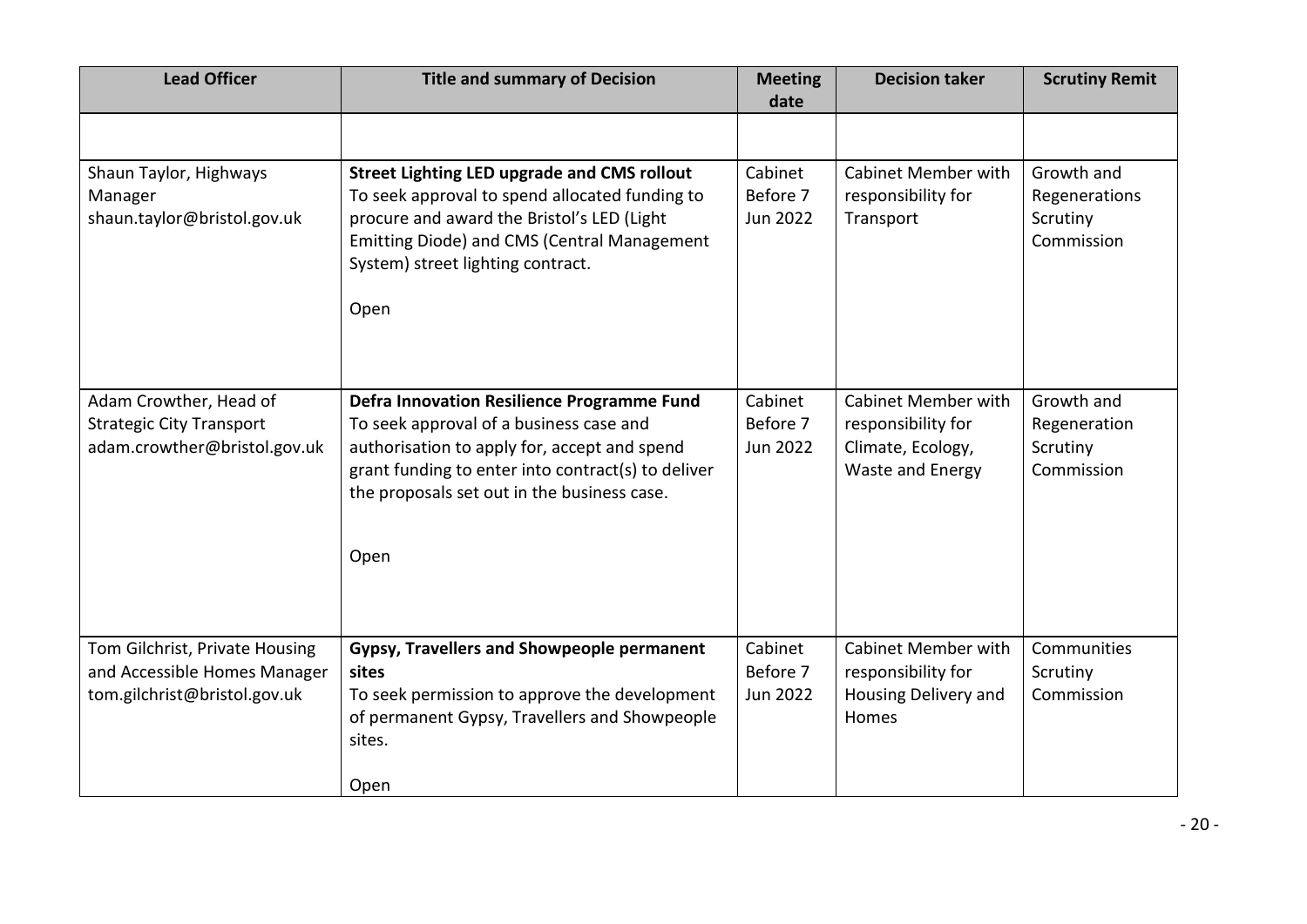| Lead Officer | Title and summary of Decision | Meeting date | Decision taker | Scrutiny Remit |
|---|---|---|---|---|
| | | | | |
| Shaun Taylor, Highways Manager shaun.taylor@bristol.gov.uk | **Street Lighting LED upgrade and CMS rollout** To seek approval to spend allocated funding to procure and award the Bristol's LED (Light Emitting Diode) and CMS (Central Management System) street lighting contract. Open | Cabinet Before 7 Jun 2022 | Cabinet Member with responsibility for Transport | Growth and Regenerations Scrutiny Commission |
| Adam Crowther, Head of Strategic City Transport adam.crowther@bristol.gov.uk | **Defra Innovation Resilience Programme Fund** To seek approval of a business case and authorisation to apply for, accept and spend grant funding to enter into contract(s) to deliver the proposals set out in the business case. Open | Cabinet Before 7 Jun 2022 | Cabinet Member with responsibility for Climate, Ecology, Waste and Energy | Growth and Regeneration Scrutiny Commission |
| Tom Gilchrist, Private Housing and Accessible Homes Manager tom.gilchrist@bristol.gov.uk | **Gypsy, Travellers and Showpeople permanent sites** To seek permission to approve the development of permanent Gypsy, Travellers and Showpeople sites. Open | Cabinet Before 7 Jun 2022 | Cabinet Member with responsibility for Housing Delivery and Homes | Communities Scrutiny Commission |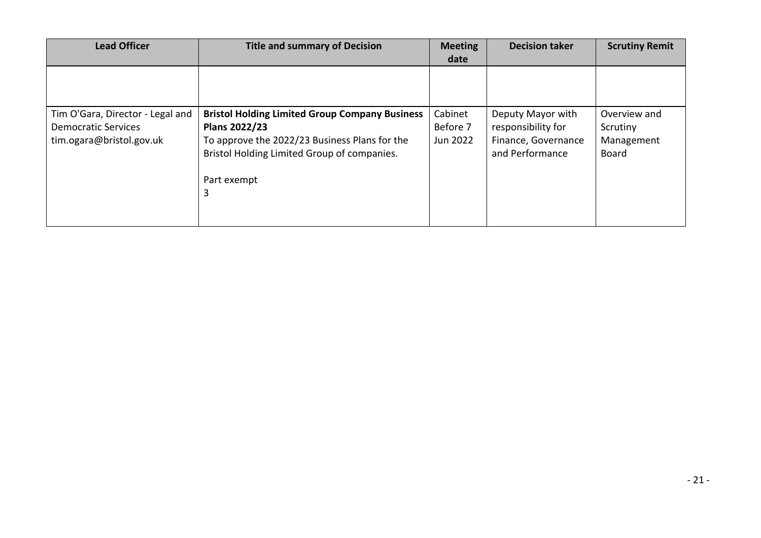| Lead Officer | Title and summary of Decision | Meeting date | Decision taker | Scrutiny Remit |
|---|---|---|---|---|
| | | | | |
| Tim O'Gara, Director - Legal and Democratic Services tim.ogara@bristol.gov.uk | **Bristol Holding Limited Group Company Business Plans 2022/23** To approve the 2022/23 Business Plans for the Bristol Holding Limited Group of companies. Part exempt 3 | Cabinet Before 7 Jun 2022 | Deputy Mayor with responsibility for Finance, Governance and Performance | Overview and Scrutiny Management Board |